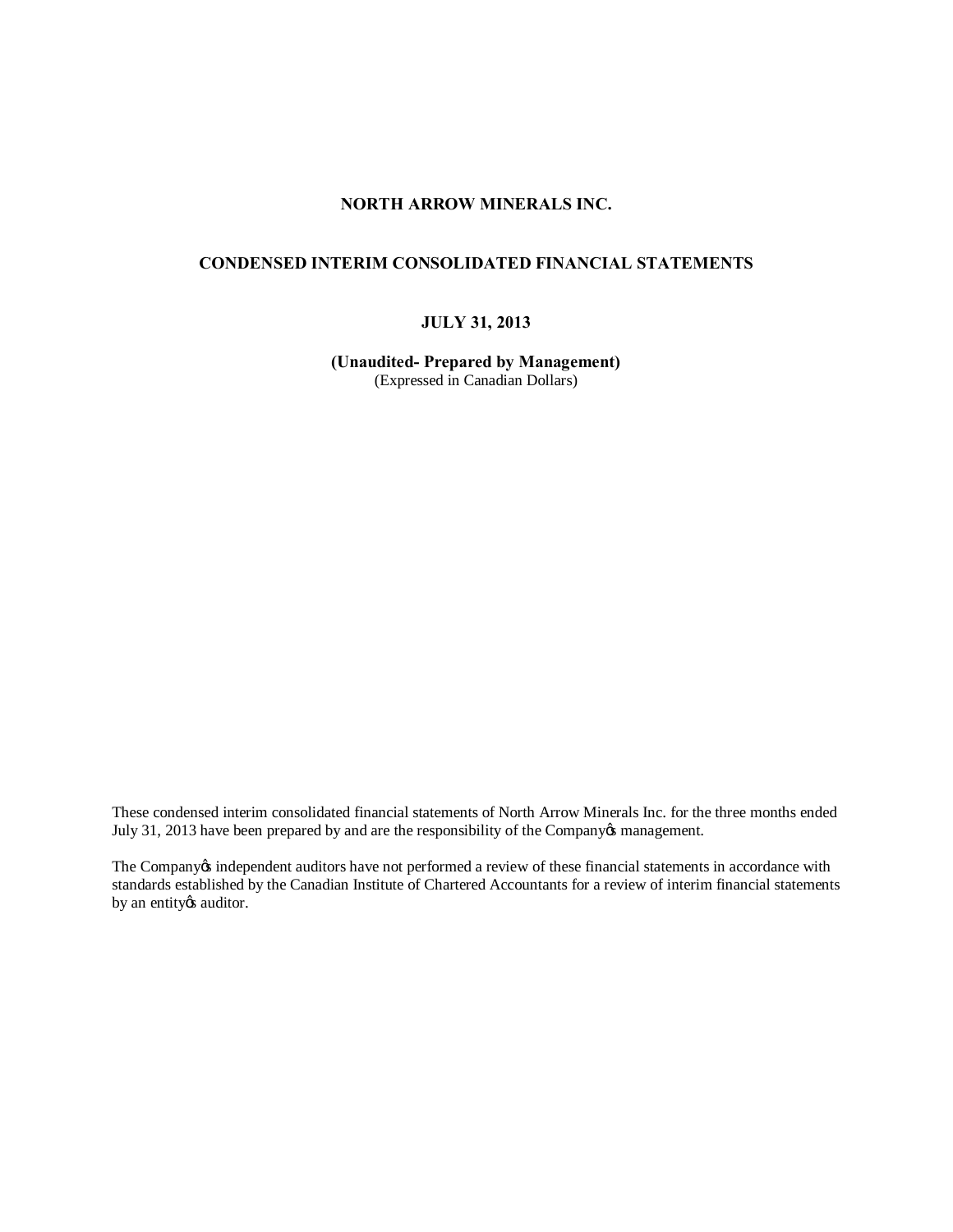# NORTH ARROW MINERALS INC.

## CONDENSED INTERIM CONSOLIDATED FINANCIAL STATEMENTS

## JULY 31, 2013

**(Unaudited- Prepared by Management)**
(Expressed in Canadian Dollars)

These condensed interim consolidated financial statements of North Arrow Minerals Inc. for the three months ended July 31, 2013 have been prepared by and are the responsibility of the Company's management.

The Company's independent auditors have not performed a review of these financial statements in accordance with standards established by the Canadian Institute of Chartered Accountants for a review of interim financial statements by an entity's auditor.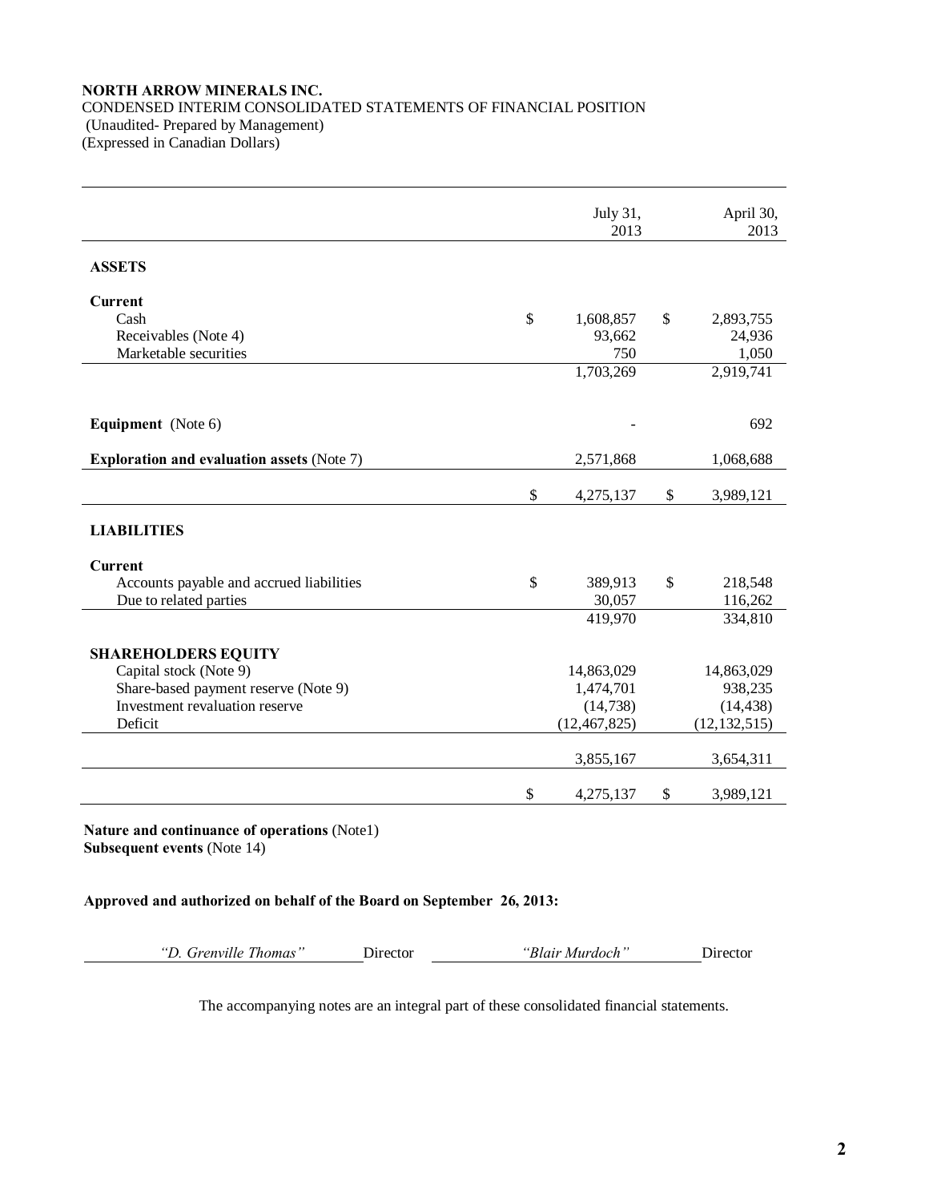**NORTH ARROW MINERALS INC.**
CONDENSED INTERIM CONSOLIDATED STATEMENTS OF FINANCIAL POSITION
(Unaudited- Prepared by Management)
(Expressed in Canadian Dollars)

| | July 31, 2013 | April 30, 2013 |
|---|---|---|
| **ASSETS** | | |
| **Current** | | |
| Cash | $ 1,608,857 | $ 2,893,755 |
| Receivables (Note 4) | 93,662 | 24,936 |
| Marketable securities | 750 | 1,050 |
| | 1,703,269 | 2,919,741 |
| **Equipment** (Note 6) | - | 692 |
| **Exploration and evaluation assets** (Note 7) | 2,571,868 | 1,068,688 |
| | $ 4,275,137 | $ 3,989,121 |
| **LIABILITIES** | | |
| **Current** | | |
| Accounts payable and accrued liabilities | $ 389,913 | $ 218,548 |
| Due to related parties | 30,057 | 116,262 |
| | 419,970 | 334,810 |
| **SHAREHOLDERS EQUITY** | | |
| Capital stock (Note 9) | 14,863,029 | 14,863,029 |
| Share-based payment reserve (Note 9) | 1,474,701 | 938,235 |
| Investment revaluation reserve | (14,738) | (14,438) |
| Deficit | (12,467,825) | (12,132,515) |
| | 3,855,167 | 3,654,311 |
| | $ 4,275,137 | $ 3,989,121 |

**Nature and continuance of operations** (Note1)
**Subsequent events** (Note 14)

**Approved and authorized on behalf of the Board on September 26, 2013:**

*"D. Grenville Thomas"* Director *"Blair Murdoch"* Director

The accompanying notes are an integral part of these consolidated financial statements.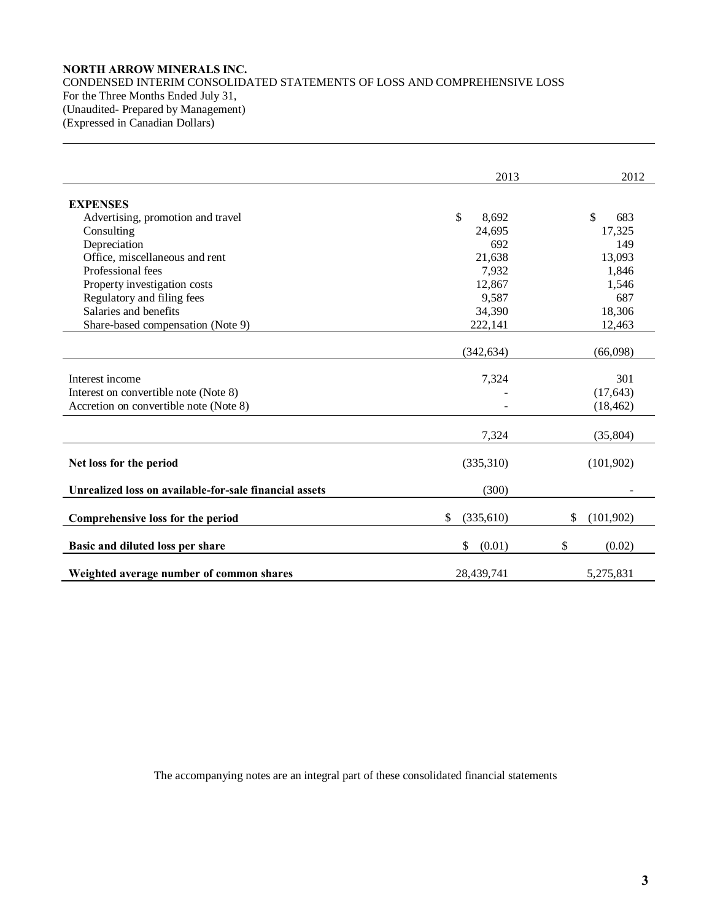**NORTH ARROW MINERALS INC.**
CONDENSED INTERIM CONSOLIDATED STATEMENTS OF LOSS AND COMPREHENSIVE LOSS
For the Three Months Ended July 31,
(Unaudited- Prepared by Management)
(Expressed in Canadian Dollars)

| | 2013 | 2012 |
|---|---|---|
| **EXPENSES** | | |
| Advertising, promotion and travel | $ 8,692 | $ 683 |
| Consulting | 24,695 | 17,325 |
| Depreciation | 692 | 149 |
| Office, miscellaneous and rent | 21,638 | 13,093 |
| Professional fees | 7,932 | 1,846 |
| Property investigation costs | 12,867 | 1,546 |
| Regulatory and filing fees | 9,587 | 687 |
| Salaries and benefits | 34,390 | 18,306 |
| Share-based compensation (Note 9) | 222,141 | 12,463 |
| | (342,634) | (66,098) |
| Interest income | 7,324 | 301 |
| Interest on convertible note (Note 8) | - | (17,643) |
| Accretion on convertible note (Note 8) | - | (18,462) |
| | 7,324 | (35,804) |
| **Net loss for the period** | (335,310) | (101,902) |
| **Unrealized loss on available-for-sale financial assets** | (300) | - |
| **Comprehensive loss for the period** | $ (335,610) | $ (101,902) |
| **Basic and diluted loss per share** | $ (0.01) | $ (0.02) |
| **Weighted average number of common shares** | 28,439,741 | 5,275,831 |

The accompanying notes are an integral part of these consolidated financial statements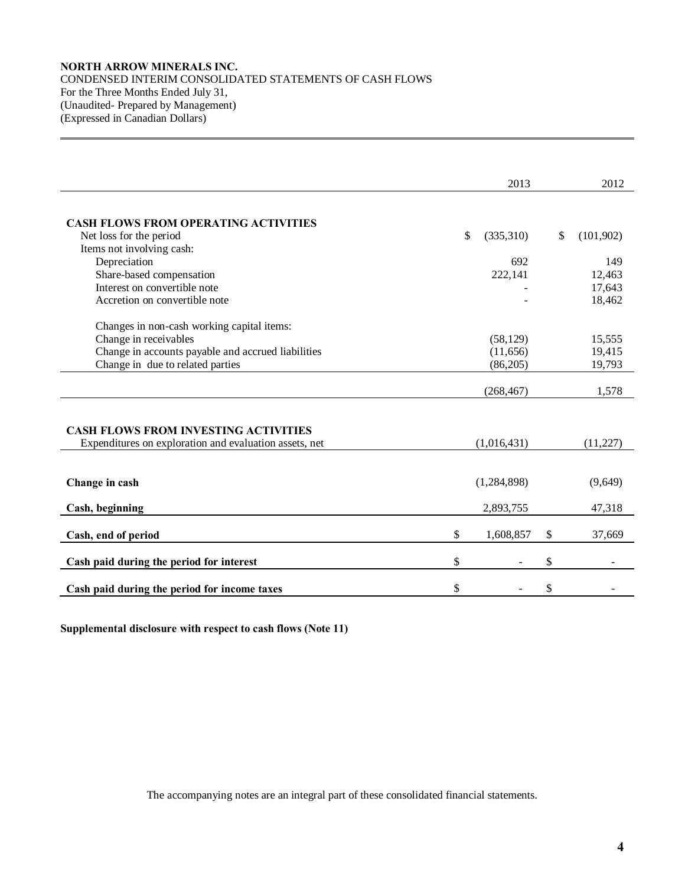**NORTH ARROW MINERALS INC.**
CONDENSED INTERIM CONSOLIDATED STATEMENTS OF CASH FLOWS
For the Three Months Ended July 31,
(Unaudited- Prepared by Management)
(Expressed in Canadian Dollars)

| | 2013 | 2012 |
|---|---|---|
| **CASH FLOWS FROM OPERATING ACTIVITIES** | | |
| Net loss for the period | $ (335,310) | $ (101,902) |
| Items not involving cash: | | |
| Depreciation | 692 | 149 |
| Share-based compensation | 222,141 | 12,463 |
| Interest on convertible note | - | 17,643 |
| Accretion on convertible note | - | 18,462 |
| Changes in non-cash working capital items: | | |
| Change in receivables | (58,129) | 15,555 |
| Change in accounts payable and accrued liabilities | (11,656) | 19,415 |
| Change in due to related parties | (86,205) | 19,793 |
| | (268,467) | 1,578 |
| **CASH FLOWS FROM INVESTING ACTIVITIES** | | |
| Expenditures on exploration and evaluation assets, net | (1,016,431) | (11,227) |
| **Change in cash** | (1,284,898) | (9,649) |
| **Cash, beginning** | 2,893,755 | 47,318 |
| **Cash, end of period** | $ 1,608,857 | $ 37,669 |
| **Cash paid during the period for interest** | $ - | $ - |
| **Cash paid during the period for income taxes** | $ - | $ - |

**Supplemental disclosure with respect to cash flows (Note 11)**

The accompanying notes are an integral part of these consolidated financial statements.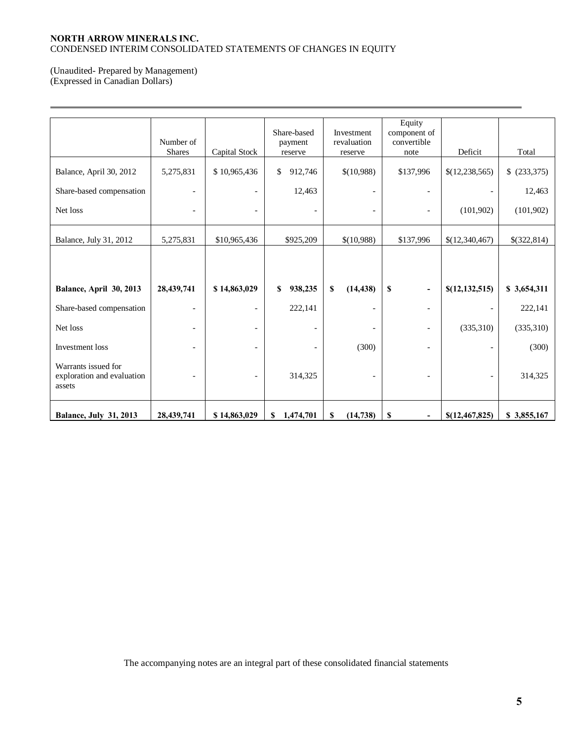**NORTH ARROW MINERALS INC.**
CONDENSED INTERIM CONSOLIDATED STATEMENTS OF CHANGES IN EQUITY

(Unaudited- Prepared by Management)
(Expressed in Canadian Dollars)

| | Number of Shares | Capital Stock | Share-based payment reserve | Investment revaluation reserve | Equity component of convertible note | Deficit | Total |
|---|---|---|---|---|---|---|---|
| Balance, April 30, 2012 | 5,275,831 | $ 10,965,436 | $ 912,746 | $(10,988) | $137,996 | $(12,238,565) | $ (233,375) |
| Share-based compensation | - | - | 12,463 | - | - | - | 12,463 |
| Net loss | - | - | - | - | - | (101,902) | (101,902) |
| Balance, July 31, 2012 | 5,275,831 | $10,965,436 | $925,209 | $(10,988) | $137,996 | $(12,340,467) | $(322,814) |
| | | | | | | | |
| **Balance, April 30, 2013** | **28,439,741** | **$ 14,863,029** | **$ 938,235** | **$ (14,438)** | **$ -** | **$(12,132,515)** | **$ 3,654,311** |
| Share-based compensation | - | - | 222,141 | - | - | - | 222,141 |
| Net loss | - | - | - | - | - | (335,310) | (335,310) |
| Investment loss | - | - | - | (300) | - | - | (300) |
| Warrants issued for exploration and evaluation assets | - | - | 314,325 | - | - | - | 314,325 |
| **Balance, July 31, 2013** | **28,439,741** | **$ 14,863,029** | **$ 1,474,701** | **$ (14,738)** | **$ -** | **$(12,467,825)** | **$ 3,855,167** |

The accompanying notes are an integral part of these consolidated financial statements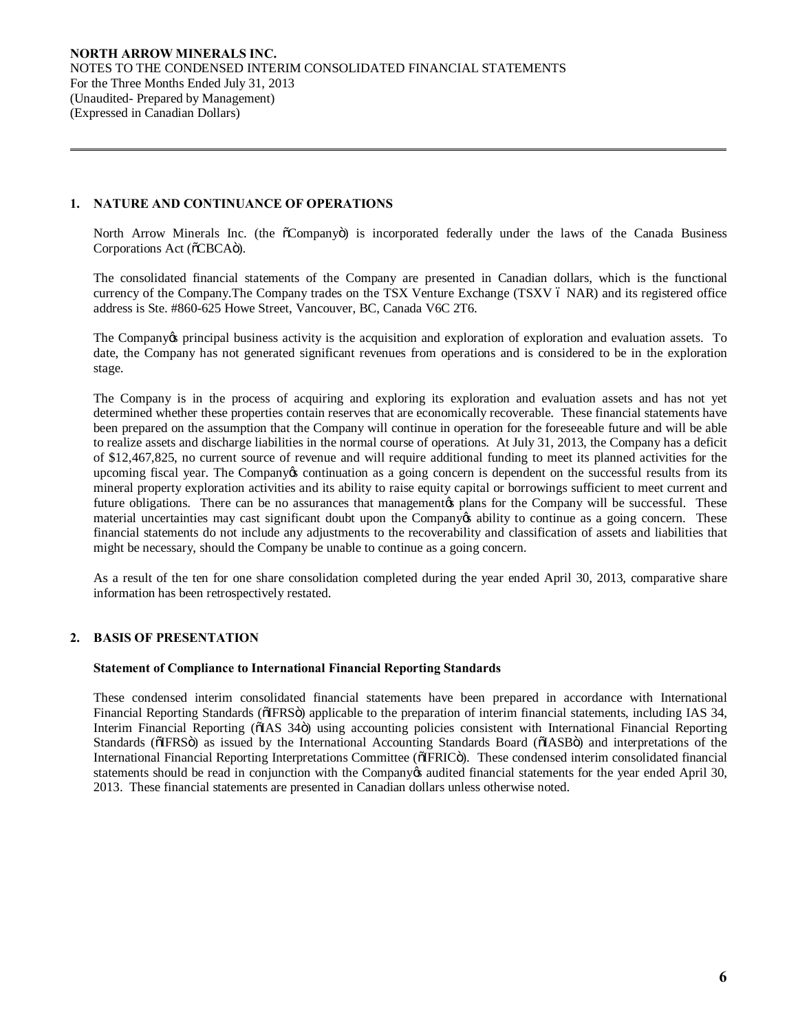## 1. NATURE AND CONTINUANCE OF OPERATIONS

North Arrow Minerals Inc. (the "Company") is incorporated federally under the laws of the Canada Business Corporations Act ("CBCA").

The consolidated financial statements of the Company are presented in Canadian dollars, which is the functional currency of the Company.The Company trades on the TSX Venture Exchange (TSXV – NAR) and its registered office address is Ste. #860-625 Howe Street, Vancouver, BC, Canada V6C 2T6.

The Company's principal business activity is the acquisition and exploration of exploration and evaluation assets. To date, the Company has not generated significant revenues from operations and is considered to be in the exploration stage.

The Company is in the process of acquiring and exploring its exploration and evaluation assets and has not yet determined whether these properties contain reserves that are economically recoverable. These financial statements have been prepared on the assumption that the Company will continue in operation for the foreseeable future and will be able to realize assets and discharge liabilities in the normal course of operations. At July 31, 2013, the Company has a deficit of $12,467,825, no current source of revenue and will require additional funding to meet its planned activities for the upcoming fiscal year. The Company's continuation as a going concern is dependent on the successful results from its mineral property exploration activities and its ability to raise equity capital or borrowings sufficient to meet current and future obligations. There can be no assurances that management's plans for the Company will be successful. These material uncertainties may cast significant doubt upon the Company's ability to continue as a going concern. These financial statements do not include any adjustments to the recoverability and classification of assets and liabilities that might be necessary, should the Company be unable to continue as a going concern.

As a result of the ten for one share consolidation completed during the year ended April 30, 2013, comparative share information has been retrospectively restated.

## 2. BASIS OF PRESENTATION

### Statement of Compliance to International Financial Reporting Standards

These condensed interim consolidated financial statements have been prepared in accordance with International Financial Reporting Standards ("IFRS") applicable to the preparation of interim financial statements, including IAS 34, Interim Financial Reporting ("IAS 34") using accounting policies consistent with International Financial Reporting Standards ("IFRS") as issued by the International Accounting Standards Board ("IASB") and interpretations of the International Financial Reporting Interpretations Committee ("IFRIC"). These condensed interim consolidated financial statements should be read in conjunction with the Company's audited financial statements for the year ended April 30, 2013. These financial statements are presented in Canadian dollars unless otherwise noted.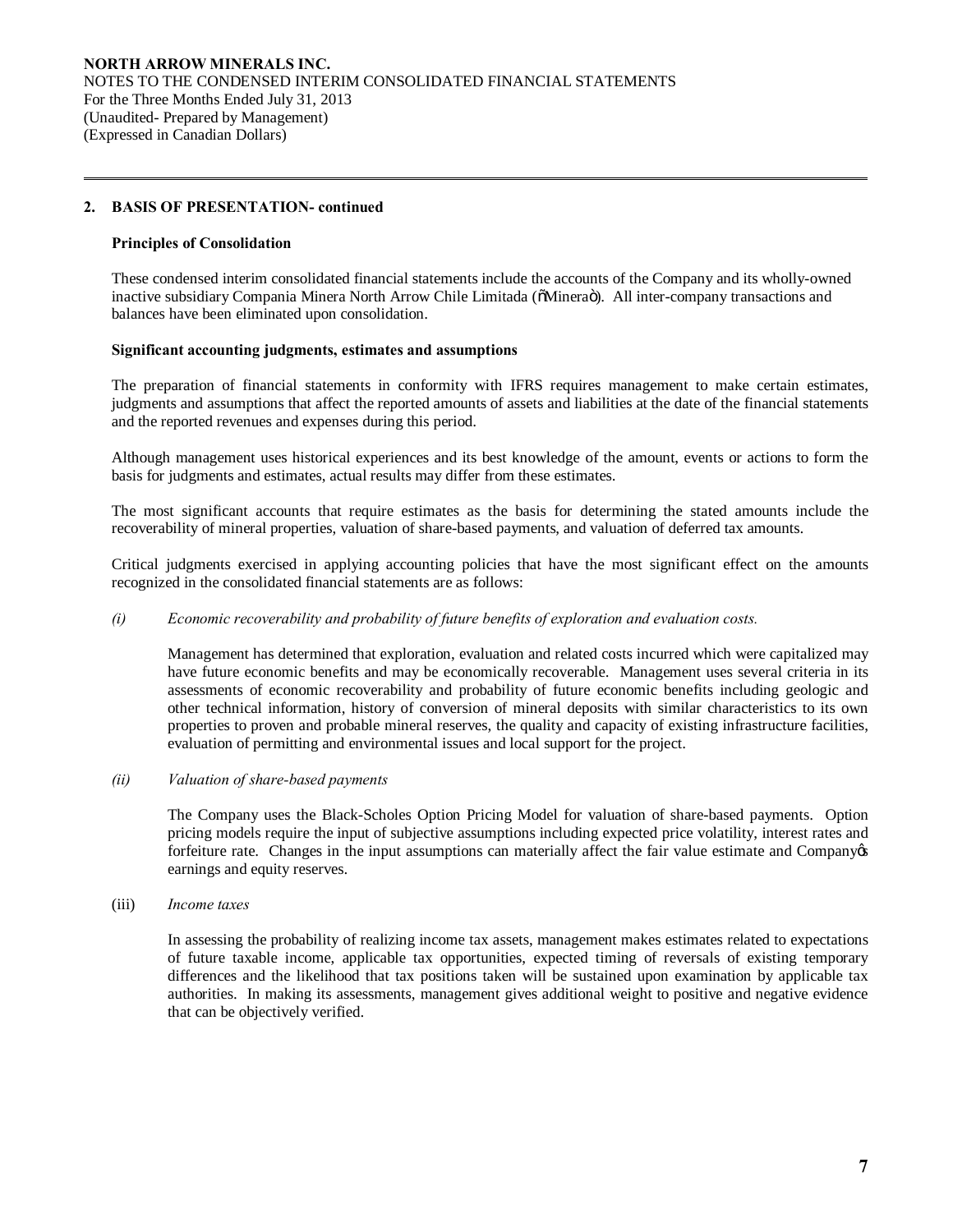## 2. BASIS OF PRESENTATION- continued

### Principles of Consolidation

These condensed interim consolidated financial statements include the accounts of the Company and its wholly-owned inactive subsidiary Compania Minera North Arrow Chile Limitada ("Minera"). All inter-company transactions and balances have been eliminated upon consolidation.

### Significant accounting judgments, estimates and assumptions

The preparation of financial statements in conformity with IFRS requires management to make certain estimates, judgments and assumptions that affect the reported amounts of assets and liabilities at the date of the financial statements and the reported revenues and expenses during this period.

Although management uses historical experiences and its best knowledge of the amount, events or actions to form the basis for judgments and estimates, actual results may differ from these estimates.

The most significant accounts that require estimates as the basis for determining the stated amounts include the recoverability of mineral properties, valuation of share-based payments, and valuation of deferred tax amounts.

Critical judgments exercised in applying accounting policies that have the most significant effect on the amounts recognized in the consolidated financial statements are as follows:

*(i) Economic recoverability and probability of future benefits of exploration and evaluation costs.*

Management has determined that exploration, evaluation and related costs incurred which were capitalized may have future economic benefits and may be economically recoverable. Management uses several criteria in its assessments of economic recoverability and probability of future economic benefits including geologic and other technical information, history of conversion of mineral deposits with similar characteristics to its own properties to proven and probable mineral reserves, the quality and capacity of existing infrastructure facilities, evaluation of permitting and environmental issues and local support for the project.

*(ii) Valuation of share-based payments*

The Company uses the Black-Scholes Option Pricing Model for valuation of share-based payments. Option pricing models require the input of subjective assumptions including expected price volatility, interest rates and forfeiture rate. Changes in the input assumptions can materially affect the fair value estimate and Company's earnings and equity reserves.

(iii) *Income taxes*

In assessing the probability of realizing income tax assets, management makes estimates related to expectations of future taxable income, applicable tax opportunities, expected timing of reversals of existing temporary differences and the likelihood that tax positions taken will be sustained upon examination by applicable tax authorities. In making its assessments, management gives additional weight to positive and negative evidence that can be objectively verified.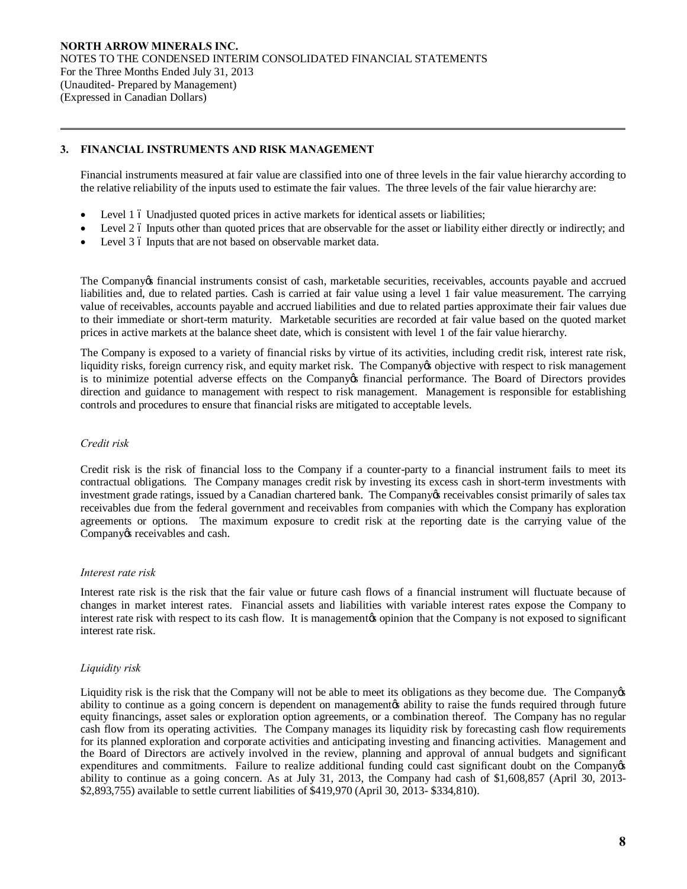## 3. FINANCIAL INSTRUMENTS AND RISK MANAGEMENT

Financial instruments measured at fair value are classified into one of three levels in the fair value hierarchy according to the relative reliability of the inputs used to estimate the fair values. The three levels of the fair value hierarchy are:

- Level 1 – Unadjusted quoted prices in active markets for identical assets or liabilities;
- Level 2 – Inputs other than quoted prices that are observable for the asset or liability either directly or indirectly; and
- Level 3 – Inputs that are not based on observable market data.

The Company's financial instruments consist of cash, marketable securities, receivables, accounts payable and accrued liabilities and, due to related parties. Cash is carried at fair value using a level 1 fair value measurement. The carrying value of receivables, accounts payable and accrued liabilities and due to related parties approximate their fair values due to their immediate or short-term maturity. Marketable securities are recorded at fair value based on the quoted market prices in active markets at the balance sheet date, which is consistent with level 1 of the fair value hierarchy.

The Company is exposed to a variety of financial risks by virtue of its activities, including credit risk, interest rate risk, liquidity risks, foreign currency risk, and equity market risk. The Company's objective with respect to risk management is to minimize potential adverse effects on the Company's financial performance. The Board of Directors provides direction and guidance to management with respect to risk management. Management is responsible for establishing controls and procedures to ensure that financial risks are mitigated to acceptable levels.

*Credit risk*

Credit risk is the risk of financial loss to the Company if a counter-party to a financial instrument fails to meet its contractual obligations. The Company manages credit risk by investing its excess cash in short-term investments with investment grade ratings, issued by a Canadian chartered bank. The Company's receivables consist primarily of sales tax receivables due from the federal government and receivables from companies with which the Company has exploration agreements or options. The maximum exposure to credit risk at the reporting date is the carrying value of the Company's receivables and cash.

*Interest rate risk*

Interest rate risk is the risk that the fair value or future cash flows of a financial instrument will fluctuate because of changes in market interest rates. Financial assets and liabilities with variable interest rates expose the Company to interest rate risk with respect to its cash flow. It is management's opinion that the Company is not exposed to significant interest rate risk.

*Liquidity risk*

Liquidity risk is the risk that the Company will not be able to meet its obligations as they become due. The Company's ability to continue as a going concern is dependent on management's ability to raise the funds required through future equity financings, asset sales or exploration option agreements, or a combination thereof. The Company has no regular cash flow from its operating activities. The Company manages its liquidity risk by forecasting cash flow requirements for its planned exploration and corporate activities and anticipating investing and financing activities. Management and the Board of Directors are actively involved in the review, planning and approval of annual budgets and significant expenditures and commitments. Failure to realize additional funding could cast significant doubt on the Company's ability to continue as a going concern. As at July 31, 2013, the Company had cash of $1,608,857 (April 30, 2013- $2,893,755) available to settle current liabilities of $419,970 (April 30, 2013- $334,810).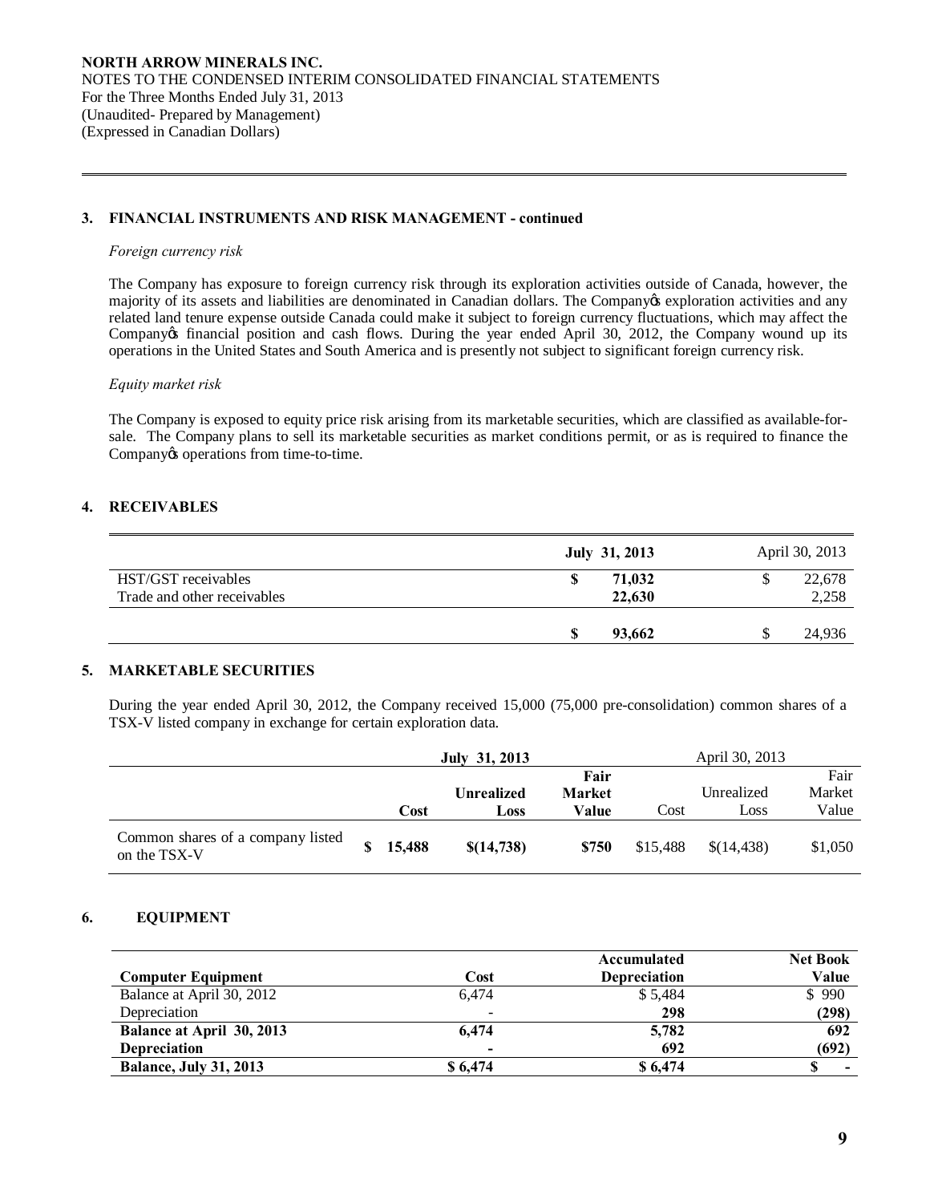## 3. FINANCIAL INSTRUMENTS AND RISK MANAGEMENT - continued

*Foreign currency risk*

The Company has exposure to foreign currency risk through its exploration activities outside of Canada, however, the majority of its assets and liabilities are denominated in Canadian dollars. The Company's exploration activities and any related land tenure expense outside Canada could make it subject to foreign currency fluctuations, which may affect the Company's financial position and cash flows. During the year ended April 30, 2012, the Company wound up its operations in the United States and South America and is presently not subject to significant foreign currency risk.

*Equity market risk*

The Company is exposed to equity price risk arising from its marketable securities, which are classified as available-for-sale. The Company plans to sell its marketable securities as market conditions permit, or as is required to finance the Company's operations from time-to-time.

## 4. RECEIVABLES

| | July 31, 2013 | April 30, 2013 |
|---|---|---|
| HST/GST receivables | $ 71,032 | $ 22,678 |
| Trade and other receivables | 22,630 | 2,258 |
| | $ 93,662 | $ 24,936 |

## 5. MARKETABLE SECURITIES

During the year ended April 30, 2012, the Company received 15,000 (75,000 pre-consolidation) common shares of a TSX-V listed company in exchange for certain exploration data.

| | July 31, 2013 | | | April 30, 2013 | | |
|---|---|---|---|---|---|---|
| | Cost | Unrealized Loss | Fair Market Value | Cost | Unrealized Loss | Fair Market Value |
| Common shares of a company listed on the TSX-V | $ 15,488 | $(14,738) | $750 | $15,488 | $(14,438) | $1,050 |

## 6. EQUIPMENT

| Computer Equipment | Cost | Accumulated Depreciation | Net Book Value |
|---|---|---|---|
| Balance at April 30, 2012 | 6,474 | $ 5,484 | $ 990 |
| Depreciation | - | 298 | (298) |
| **Balance at April 30, 2013** | **6,474** | **5,782** | **692** |
| **Depreciation** | **-** | **692** | **(692)** |
| **Balance, July 31, 2013** | **$ 6,474** | **$ 6,474** | **$ -** |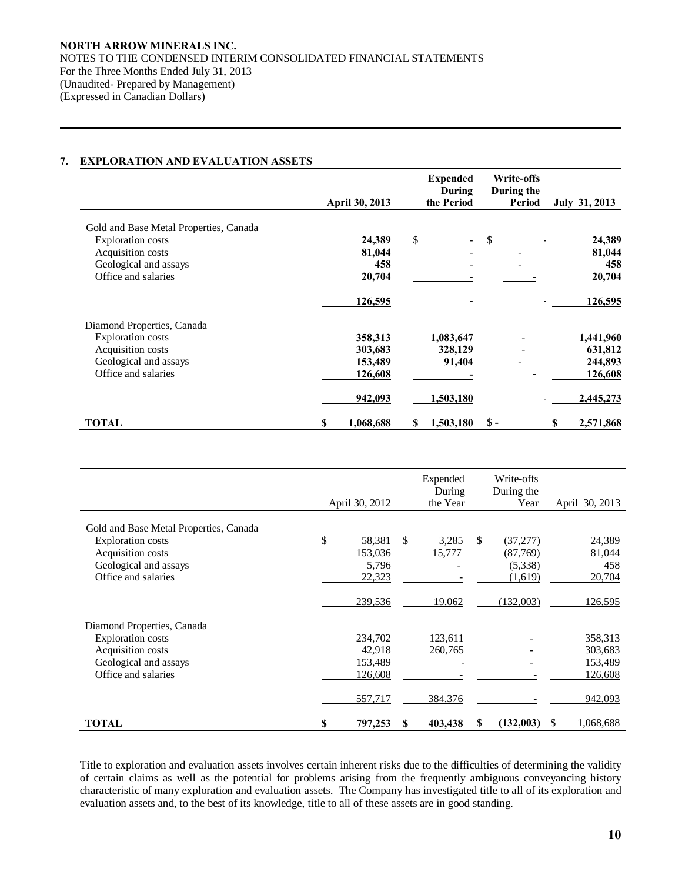**NORTH ARROW MINERALS INC.**
NOTES TO THE CONDENSED INTERIM CONSOLIDATED FINANCIAL STATEMENTS
For the Three Months Ended July 31, 2013
(Unaudited- Prepared by Management)
(Expressed in Canadian Dollars)

## 7. EXPLORATION AND EVALUATION ASSETS

| | April 30, 2013 | Expended During the Period | Write-offs During the Period | July 31, 2013 |
|---|---|---|---|---|
| Gold and Base Metal Properties, Canada | | | | |
| Exploration costs | 24,389 | $ - | $ - | 24,389 |
| Acquisition costs | 81,044 | - | - | 81,044 |
| Geological and assays | 458 | - | - | 458 |
| Office and salaries | 20,704 | - | - | 20,704 |
| | 126,595 | - | - | 126,595 |
| Diamond Properties, Canada | | | | |
| Exploration costs | 358,313 | 1,083,647 | - | 1,441,960 |
| Acquisition costs | 303,683 | 328,129 | - | 631,812 |
| Geological and assays | 153,489 | 91,404 | - | 244,893 |
| Office and salaries | 126,608 | - | - | 126,608 |
| | 942,093 | 1,503,180 | - | 2,445,273 |
| **TOTAL** | $ 1,068,688 | $ 1,503,180 | $ - | $ 2,571,868 |

| | April 30, 2012 | Expended During the Year | Write-offs During the Year | April 30, 2013 |
|---|---|---|---|---|
| Gold and Base Metal Properties, Canada | | | | |
| Exploration costs | $ 58,381 | $ 3,285 | $ (37,277) | 24,389 |
| Acquisition costs | 153,036 | 15,777 | (87,769) | 81,044 |
| Geological and assays | 5,796 | - | (5,338) | 458 |
| Office and salaries | 22,323 | - | (1,619) | 20,704 |
| | 239,536 | 19,062 | (132,003) | 126,595 |
| Diamond Properties, Canada | | | | |
| Exploration costs | 234,702 | 123,611 | - | 358,313 |
| Acquisition costs | 42,918 | 260,765 | - | 303,683 |
| Geological and assays | 153,489 | - | - | 153,489 |
| Office and salaries | 126,608 | - | - | 126,608 |
| | 557,717 | 384,376 | - | 942,093 |
| **TOTAL** | $ 797,253 | $ 403,438 | $ (132,003) | $ 1,068,688 |

Title to exploration and evaluation assets involves certain inherent risks due to the difficulties of determining the validity of certain claims as well as the potential for problems arising from the frequently ambiguous conveyancing history characteristic of many exploration and evaluation assets. The Company has investigated title to all of its exploration and evaluation assets and, to the best of its knowledge, title to all of these assets are in good standing.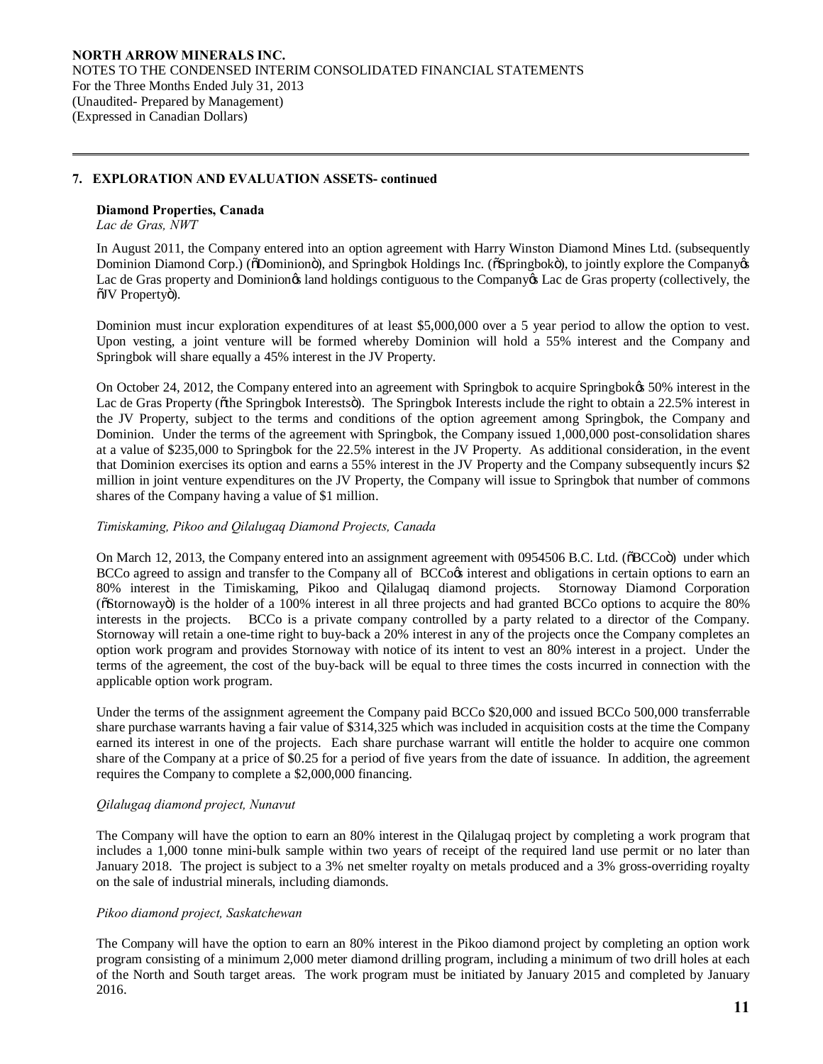## 7. EXPLORATION AND EVALUATION ASSETS- continued

### Diamond Properties, Canada

*Lac de Gras, NWT*

In August 2011, the Company entered into an option agreement with Harry Winston Diamond Mines Ltd. (subsequently Dominion Diamond Corp.) ("Dominion"), and Springbok Holdings Inc. ("Springbok"), to jointly explore the Company's Lac de Gras property and Dominion's land holdings contiguous to the Company's Lac de Gras property (collectively, the "JV Property").

Dominion must incur exploration expenditures of at least $5,000,000 over a 5 year period to allow the option to vest. Upon vesting, a joint venture will be formed whereby Dominion will hold a 55% interest and the Company and Springbok will share equally a 45% interest in the JV Property.

On October 24, 2012, the Company entered into an agreement with Springbok to acquire Springbok's 50% interest in the Lac de Gras Property ("the Springbok Interests"). The Springbok Interests include the right to obtain a 22.5% interest in the JV Property, subject to the terms and conditions of the option agreement among Springbok, the Company and Dominion. Under the terms of the agreement with Springbok, the Company issued 1,000,000 post-consolidation shares at a value of $235,000 to Springbok for the 22.5% interest in the JV Property. As additional consideration, in the event that Dominion exercises its option and earns a 55% interest in the JV Property and the Company subsequently incurs $2 million in joint venture expenditures on the JV Property, the Company will issue to Springbok that number of commons shares of the Company having a value of $1 million.

*Timiskaming, Pikoo and Qilalugaq Diamond Projects, Canada*

On March 12, 2013, the Company entered into an assignment agreement with 0954506 B.C. Ltd. ("BCCo") under which BCCo agreed to assign and transfer to the Company all of BCCo's interest and obligations in certain options to earn an 80% interest in the Timiskaming, Pikoo and Qilalugaq diamond projects. Stornoway Diamond Corporation ("Stornoway") is the holder of a 100% interest in all three projects and had granted BCCo options to acquire the 80% interests in the projects. BCCo is a private company controlled by a party related to a director of the Company. Stornoway will retain a one-time right to buy-back a 20% interest in any of the projects once the Company completes an option work program and provides Stornoway with notice of its intent to vest an 80% interest in a project. Under the terms of the agreement, the cost of the buy-back will be equal to three times the costs incurred in connection with the applicable option work program.

Under the terms of the assignment agreement the Company paid BCCo $20,000 and issued BCCo 500,000 transferrable share purchase warrants having a fair value of $314,325 which was included in acquisition costs at the time the Company earned its interest in one of the projects. Each share purchase warrant will entitle the holder to acquire one common share of the Company at a price of $0.25 for a period of five years from the date of issuance. In addition, the agreement requires the Company to complete a $2,000,000 financing.

*Qilalugaq diamond project, Nunavut*

The Company will have the option to earn an 80% interest in the Qilalugaq project by completing a work program that includes a 1,000 tonne mini-bulk sample within two years of receipt of the required land use permit or no later than January 2018. The project is subject to a 3% net smelter royalty on metals produced and a 3% gross-overriding royalty on the sale of industrial minerals, including diamonds.

*Pikoo diamond project, Saskatchewan*

The Company will have the option to earn an 80% interest in the Pikoo diamond project by completing an option work program consisting of a minimum 2,000 meter diamond drilling program, including a minimum of two drill holes at each of the North and South target areas. The work program must be initiated by January 2015 and completed by January 2016.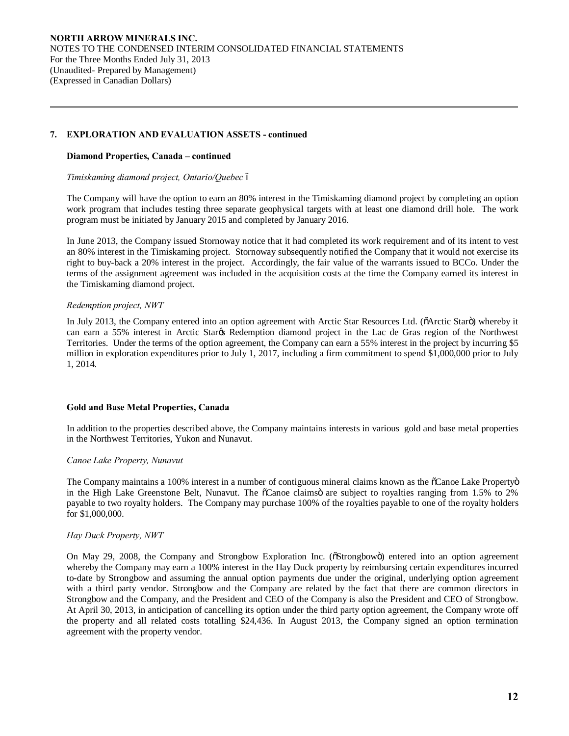## 7. EXPLORATION AND EVALUATION ASSETS - continued

### Diamond Properties, Canada – continued

*Timiskaming diamond project, Ontario/Quebec* –

The Company will have the option to earn an 80% interest in the Timiskaming diamond project by completing an option work program that includes testing three separate geophysical targets with at least one diamond drill hole. The work program must be initiated by January 2015 and completed by January 2016.

In June 2013, the Company issued Stornoway notice that it had completed its work requirement and of its intent to vest an 80% interest in the Timiskaming project. Stornoway subsequently notified the Company that it would not exercise its right to buy-back a 20% interest in the project. Accordingly, the fair value of the warrants issued to BCCo. Under the terms of the assignment agreement was included in the acquisition costs at the time the Company earned its interest in the Timiskaming diamond project.

*Redemption project, NWT*

In July 2013, the Company entered into an option agreement with Arctic Star Resources Ltd. ("Arctic Star") whereby it can earn a 55% interest in Arctic Star's Redemption diamond project in the Lac de Gras region of the Northwest Territories. Under the terms of the option agreement, the Company can earn a 55% interest in the project by incurring $5 million in exploration expenditures prior to July 1, 2017, including a firm commitment to spend $1,000,000 prior to July 1, 2014.

### Gold and Base Metal Properties, Canada

In addition to the properties described above, the Company maintains interests in various gold and base metal properties in the Northwest Territories, Yukon and Nunavut.

*Canoe Lake Property, Nunavut*

The Company maintains a 100% interest in a number of contiguous mineral claims known as the "Canoe Lake Property" in the High Lake Greenstone Belt, Nunavut. The "Canoe claims" are subject to royalties ranging from 1.5% to 2% payable to two royalty holders. The Company may purchase 100% of the royalties payable to one of the royalty holders for $1,000,000.

*Hay Duck Property, NWT*

On May 29, 2008, the Company and Strongbow Exploration Inc. ("Strongbow") entered into an option agreement whereby the Company may earn a 100% interest in the Hay Duck property by reimbursing certain expenditures incurred to-date by Strongbow and assuming the annual option payments due under the original, underlying option agreement with a third party vendor. Strongbow and the Company are related by the fact that there are common directors in Strongbow and the Company, and the President and CEO of the Company is also the President and CEO of Strongbow. At April 30, 2013, in anticipation of cancelling its option under the third party option agreement, the Company wrote off the property and all related costs totalling $24,436. In August 2013, the Company signed an option termination agreement with the property vendor.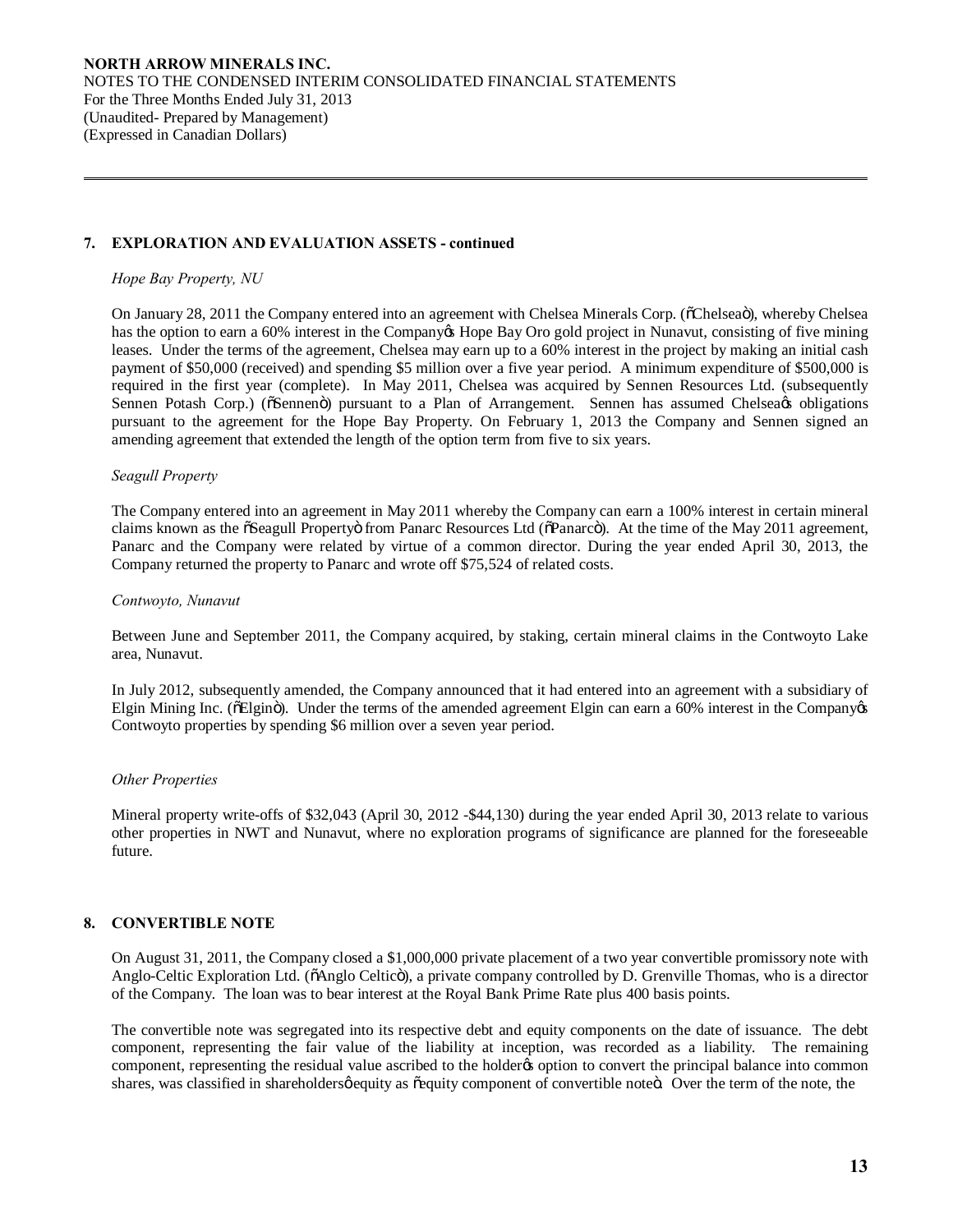## 7. EXPLORATION AND EVALUATION ASSETS - continued

*Hope Bay Property, NU*

On January 28, 2011 the Company entered into an agreement with Chelsea Minerals Corp. ("Chelsea"), whereby Chelsea has the option to earn a 60% interest in the Company's Hope Bay Oro gold project in Nunavut, consisting of five mining leases. Under the terms of the agreement, Chelsea may earn up to a 60% interest in the project by making an initial cash payment of $50,000 (received) and spending $5 million over a five year period. A minimum expenditure of $500,000 is required in the first year (complete). In May 2011, Chelsea was acquired by Sennen Resources Ltd. (subsequently Sennen Potash Corp.) ("Sennen") pursuant to a Plan of Arrangement. Sennen has assumed Chelsea's obligations pursuant to the agreement for the Hope Bay Property. On February 1, 2013 the Company and Sennen signed an amending agreement that extended the length of the option term from five to six years.

*Seagull Property*

The Company entered into an agreement in May 2011 whereby the Company can earn a 100% interest in certain mineral claims known as the "Seagull Property" from Panarc Resources Ltd ("Panarc"). At the time of the May 2011 agreement, Panarc and the Company were related by virtue of a common director. During the year ended April 30, 2013, the Company returned the property to Panarc and wrote off $75,524 of related costs.

*Contwoyto, Nunavut*

Between June and September 2011, the Company acquired, by staking, certain mineral claims in the Contwoyto Lake area, Nunavut.

In July 2012, subsequently amended, the Company announced that it had entered into an agreement with a subsidiary of Elgin Mining Inc. ("Elgin"). Under the terms of the amended agreement Elgin can earn a 60% interest in the Company's Contwoyto properties by spending $6 million over a seven year period.

*Other Properties*

Mineral property write-offs of $32,043 (April 30, 2012 -$44,130) during the year ended April 30, 2013 relate to various other properties in NWT and Nunavut, where no exploration programs of significance are planned for the foreseeable future.

## 8. CONVERTIBLE NOTE

On August 31, 2011, the Company closed a $1,000,000 private placement of a two year convertible promissory note with Anglo-Celtic Exploration Ltd. ("Anglo Celtic"), a private company controlled by D. Grenville Thomas, who is a director of the Company. The loan was to bear interest at the Royal Bank Prime Rate plus 400 basis points.

The convertible note was segregated into its respective debt and equity components on the date of issuance. The debt component, representing the fair value of the liability at inception, was recorded as a liability. The remaining component, representing the residual value ascribed to the holder's option to convert the principal balance into common shares, was classified in shareholders' equity as "equity component of convertible note". Over the term of the note, the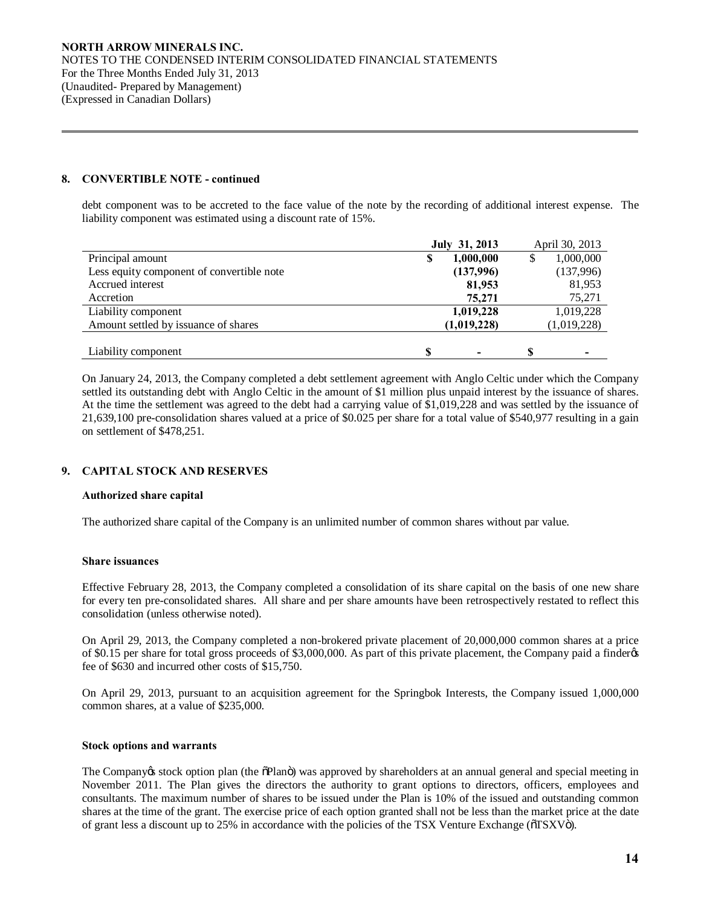## 8. CONVERTIBLE NOTE - continued

debt component was to be accreted to the face value of the note by the recording of additional interest expense. The liability component was estimated using a discount rate of 15%.

| | July 31, 2013 | April 30, 2013 |
|---|---|---|
| Principal amount | $ 1,000,000 | $ 1,000,000 |
| Less equity component of convertible note | (137,996) | (137,996) |
| Accrued interest | 81,953 | 81,953 |
| Accretion | 75,271 | 75,271 |
| Liability component | 1,019,228 | 1,019,228 |
| Amount settled by issuance of shares | (1,019,228) | (1,019,228) |
| Liability component | $ - | $ - |

On January 24, 2013, the Company completed a debt settlement agreement with Anglo Celtic under which the Company settled its outstanding debt with Anglo Celtic in the amount of $1 million plus unpaid interest by the issuance of shares. At the time the settlement was agreed to the debt had a carrying value of $1,019,228 and was settled by the issuance of 21,639,100 pre-consolidation shares valued at a price of $0.025 per share for a total value of $540,977 resulting in a gain on settlement of $478,251.

## 9. CAPITAL STOCK AND RESERVES

### Authorized share capital

The authorized share capital of the Company is an unlimited number of common shares without par value.

### Share issuances

Effective February 28, 2013, the Company completed a consolidation of its share capital on the basis of one new share for every ten pre-consolidated shares. All share and per share amounts have been retrospectively restated to reflect this consolidation (unless otherwise noted).

On April 29, 2013, the Company completed a non-brokered private placement of 20,000,000 common shares at a price of $0.15 per share for total gross proceeds of $3,000,000. As part of this private placement, the Company paid a finder's fee of $630 and incurred other costs of $15,750.

On April 29, 2013, pursuant to an acquisition agreement for the Springbok Interests, the Company issued 1,000,000 common shares, at a value of $235,000.

### Stock options and warrants

The Company's stock option plan (the "Plan") was approved by shareholders at an annual general and special meeting in November 2011. The Plan gives the directors the authority to grant options to directors, officers, employees and consultants. The maximum number of shares to be issued under the Plan is 10% of the issued and outstanding common shares at the time of the grant. The exercise price of each option granted shall not be less than the market price at the date of grant less a discount up to 25% in accordance with the policies of the TSX Venture Exchange ("TSXV").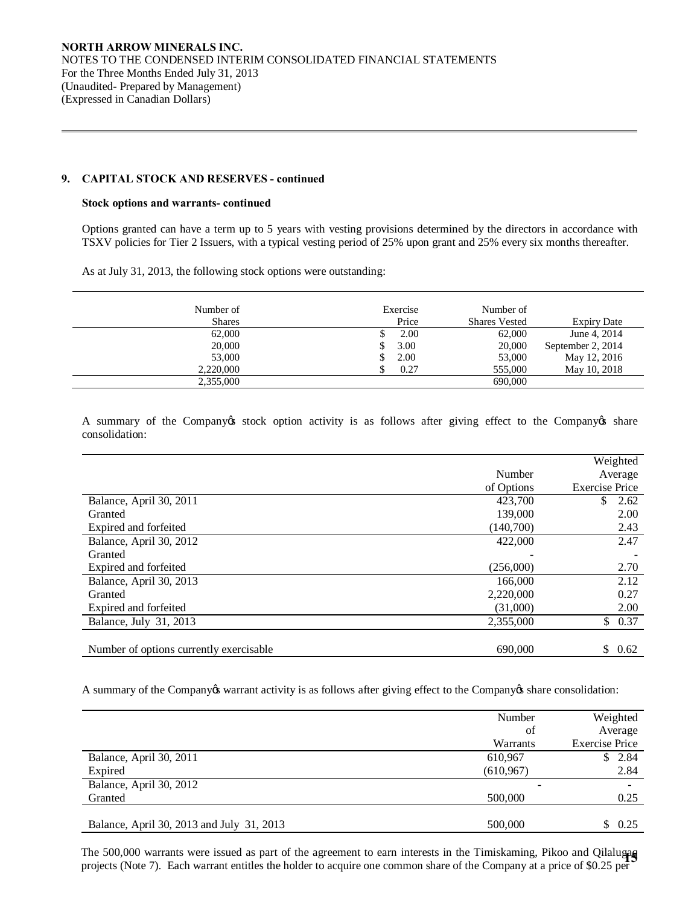## 9. CAPITAL STOCK AND RESERVES - continued

### Stock options and warrants- continued

Options granted can have a term up to 5 years with vesting provisions determined by the directors in accordance with TSXV policies for Tier 2 Issuers, with a typical vesting period of 25% upon grant and 25% every six months thereafter.

As at July 31, 2013, the following stock options were outstanding:

| Number of Shares | Exercise Price | Number of Shares Vested | Expiry Date |
|---|---|---|---|
| 62,000 | $ 2.00 | 62,000 | June 4, 2014 |
| 20,000 | $ 3.00 | 20,000 | September 2, 2014 |
| 53,000 | $ 2.00 | 53,000 | May 12, 2016 |
| 2,220,000 | $ 0.27 | 555,000 | May 10, 2018 |
| 2,355,000 | | 690,000 | |

A summary of the Company's stock option activity is as follows after giving effect to the Company's share consolidation:

| | Number of Options | Weighted Average Exercise Price |
|---|---|---|
| Balance, April 30, 2011 | 423,700 | $ 2.62 |
| Granted | 139,000 | 2.00 |
| Expired and forfeited | (140,700) | 2.43 |
| Balance, April 30, 2012 | 422,000 | 2.47 |
| Granted | - | - |
| Expired and forfeited | (256,000) | 2.70 |
| Balance, April 30, 2013 | 166,000 | 2.12 |
| Granted | 2,220,000 | 0.27 |
| Expired and forfeited | (31,000) | 2.00 |
| Balance, July 31, 2013 | 2,355,000 | $ 0.37 |
| | | |
| Number of options currently exercisable | 690,000 | $ 0.62 |

A summary of the Company's warrant activity is as follows after giving effect to the Company's share consolidation:

| | Number of Warrants | Weighted Average Exercise Price |
|---|---|---|
| Balance, April 30, 2011 | 610,967 | $ 2.84 |
| Expired | (610,967) | 2.84 |
| Balance, April 30, 2012 | - | - |
| Granted | 500,000 | 0.25 |
| | | |
| Balance, April 30, 2013 and July 31, 2013 | 500,000 | $ 0.25 |

The 500,000 warrants were issued as part of the agreement to earn interests in the Timiskaming, Pikoo and Qilalugaq projects (Note 7). Each warrant entitles the holder to acquire one common share of the Company at a price of $0.25 per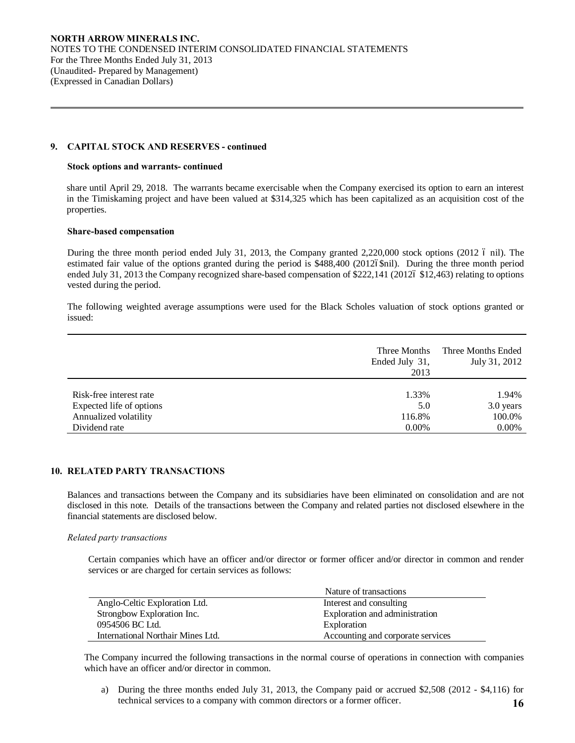## 9. CAPITAL STOCK AND RESERVES - continued

### Stock options and warrants- continued

share until April 29, 2018. The warrants became exercisable when the Company exercised its option to earn an interest in the Timiskaming project and have been valued at $314,325 which has been capitalized as an acquisition cost of the properties.

### Share-based compensation

During the three month period ended July 31, 2013, the Company granted 2,220,000 stock options (2012 – nil). The estimated fair value of the options granted during the period is $488,400 (2012–$nil). During the three month period ended July 31, 2013 the Company recognized share-based compensation of $222,141 (2012– $12,463) relating to options vested during the period.

The following weighted average assumptions were used for the Black Scholes valuation of stock options granted or issued:

| | Three Months Ended July 31, 2013 | Three Months Ended July 31, 2012 |
|---|---|---|
| Risk-free interest rate | 1.33% | 1.94% |
| Expected life of options | 5.0 | 3.0 years |
| Annualized volatility | 116.8% | 100.0% |
| Dividend rate | 0.00% | 0.00% |

## 10. RELATED PARTY TRANSACTIONS

Balances and transactions between the Company and its subsidiaries have been eliminated on consolidation and are not disclosed in this note. Details of the transactions between the Company and related parties not disclosed elsewhere in the financial statements are disclosed below.

*Related party transactions*

Certain companies which have an officer and/or director or former officer and/or director in common and render services or are charged for certain services as follows:

| | Nature of transactions |
|---|---|
| Anglo-Celtic Exploration Ltd. | Interest and consulting |
| Strongbow Exploration Inc. | Exploration and administration |
| 0954506 BC Ltd. | Exploration |
| International Northair Mines Ltd. | Accounting and corporate services |

The Company incurred the following transactions in the normal course of operations in connection with companies which have an officer and/or director in common.

a) During the three months ended July 31, 2013, the Company paid or accrued $2,508 (2012 - $4,116) for technical services to a company with common directors or a former officer.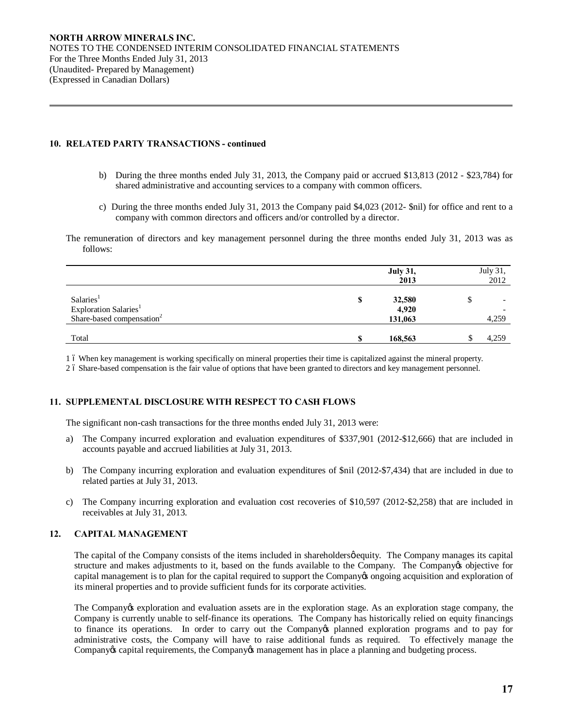## 10. RELATED PARTY TRANSACTIONS - continued

b) During the three months ended July 31, 2013, the Company paid or accrued $13,813 (2012 - $23,784) for shared administrative and accounting services to a company with common officers.

c) During the three months ended July 31, 2013 the Company paid $4,023 (2012- $nil) for office and rent to a company with common directors and officers and/or controlled by a director.

The remuneration of directors and key management personnel during the three months ended July 31, 2013 was as follows:

| | | **July 31, 2013** | | July 31, 2012 |
|---|---|---|---|---|
| Salaries[1] | **$** | **32,580** | $ | - |
| Exploration Salaries[1] | | **4,920** | | - |
| Share-based compensation[2] | | **131,063** | | 4,259 |
| Total | **$** | **168,563** | $ | 4,259 |

1 – When key management is working specifically on mineral properties their time is capitalized against the mineral property.

2 – Share-based compensation is the fair value of options that have been granted to directors and key management personnel.

## 11. SUPPLEMENTAL DISCLOSURE WITH RESPECT TO CASH FLOWS

The significant non-cash transactions for the three months ended July 31, 2013 were:

a) The Company incurred exploration and evaluation expenditures of $337,901 (2012-$12,666) that are included in accounts payable and accrued liabilities at July 31, 2013.

b) The Company incurring exploration and evaluation expenditures of $nil (2012-$7,434) that are included in due to related parties at July 31, 2013.

c) The Company incurring exploration and evaluation cost recoveries of $10,597 (2012-$2,258) that are included in receivables at July 31, 2013.

## 12. CAPITAL MANAGEMENT

The capital of the Company consists of the items included in shareholders' equity. The Company manages its capital structure and makes adjustments to it, based on the funds available to the Company. The Company's objective for capital management is to plan for the capital required to support the Company's ongoing acquisition and exploration of its mineral properties and to provide sufficient funds for its corporate activities.

The Company's exploration and evaluation assets are in the exploration stage. As an exploration stage company, the Company is currently unable to self-finance its operations. The Company has historically relied on equity financings to finance its operations. In order to carry out the Company's planned exploration programs and to pay for administrative costs, the Company will have to raise additional funds as required. To effectively manage the Company's capital requirements, the Company's management has in place a planning and budgeting process.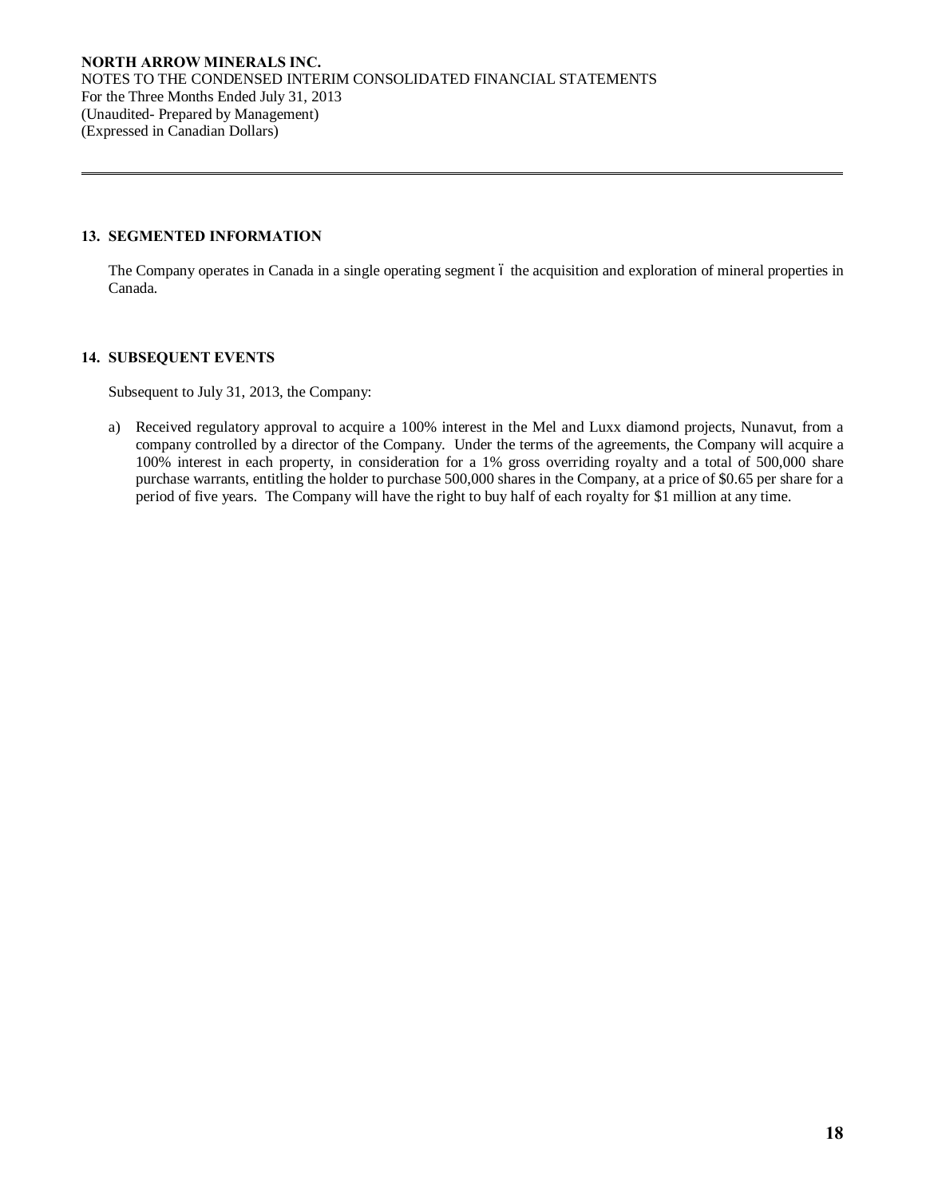## 13. SEGMENTED INFORMATION

The Company operates in Canada in a single operating segment – the acquisition and exploration of mineral properties in Canada.

## 14. SUBSEQUENT EVENTS

Subsequent to July 31, 2013, the Company:

a) Received regulatory approval to acquire a 100% interest in the Mel and Luxx diamond projects, Nunavut, from a company controlled by a director of the Company. Under the terms of the agreements, the Company will acquire a 100% interest in each property, in consideration for a 1% gross overriding royalty and a total of 500,000 share purchase warrants, entitling the holder to purchase 500,000 shares in the Company, at a price of $0.65 per share for a period of five years. The Company will have the right to buy half of each royalty for $1 million at any time.